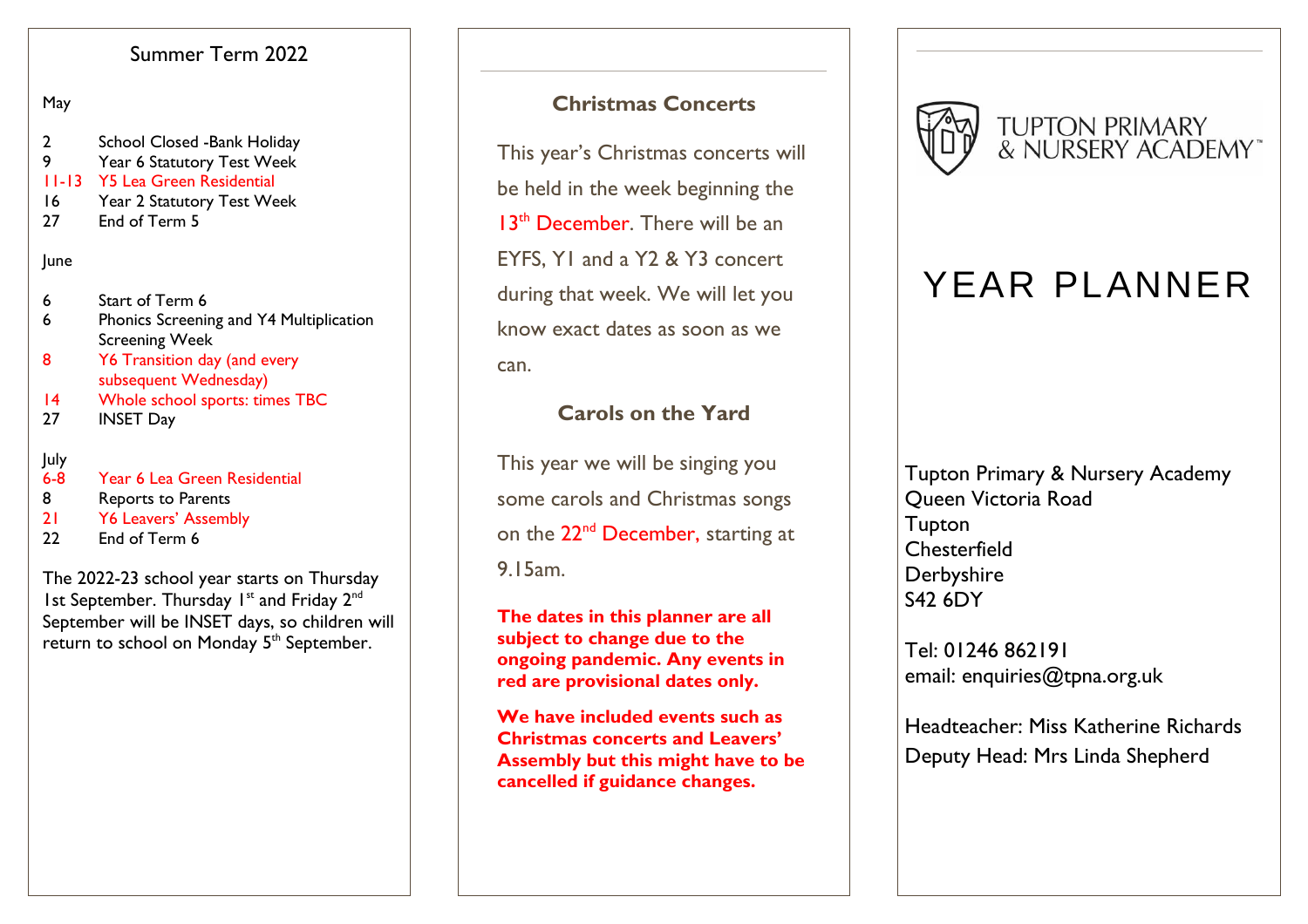## Summer Term 2022

May

| | |
|---|---|
| 2 | School Closed -Bank Holiday |
| 9 | Year 6 Statutory Test Week |
| 11-13 | Y5 Lea Green Residential |
| 16 | Year 2 Statutory Test Week |
| 27 | End of Term 5 |

June

| | |
|---|---|
| 6 | Start of Term 6 |
| 6 | Phonics Screening and Y4 Multiplication Screening Week |
| 8 | Y6 Transition day (and every subsequent Wednesday) |
| 14 | Whole school sports: times TBC |
| 27 | INSET Day |

July

| | |
|---|---|
| 6-8 | Year 6 Lea Green Residential |
| 8 | Reports to Parents |
| 21 | Y6 Leavers' Assembly |
| 22 | End of Term 6 |

The 2022-23 school year starts on Thursday 1st September. Thursday 1st and Friday 2nd September will be INSET days, so children will return to school on Monday 5th September.

## Christmas Concerts

This year's Christmas concerts will be held in the week beginning the 13th December. There will be an EYFS, Y1 and a Y2 & Y3 concert during that week. We will let you know exact dates as soon as we can.

## Carols on the Yard

This year we will be singing you some carols and Christmas songs on the 22nd December, starting at 9.15am.

**The dates in this planner are all subject to change due to the ongoing pandemic. Any events in red are provisional dates only.**

**We have included events such as Christmas concerts and Leavers' Assembly but this might have to be cancelled if guidance changes.**

TUPTON PRIMARY & NURSERY ACADEMY™

# YEAR PLANNER

Tupton Primary & Nursery Academy
Queen Victoria Road
Tupton
Chesterfield
Derbyshire
S42 6DY

Tel: 01246 862191
email: enquiries@tpna.org.uk

Headteacher: Miss Katherine Richards
Deputy Head: Mrs Linda Shepherd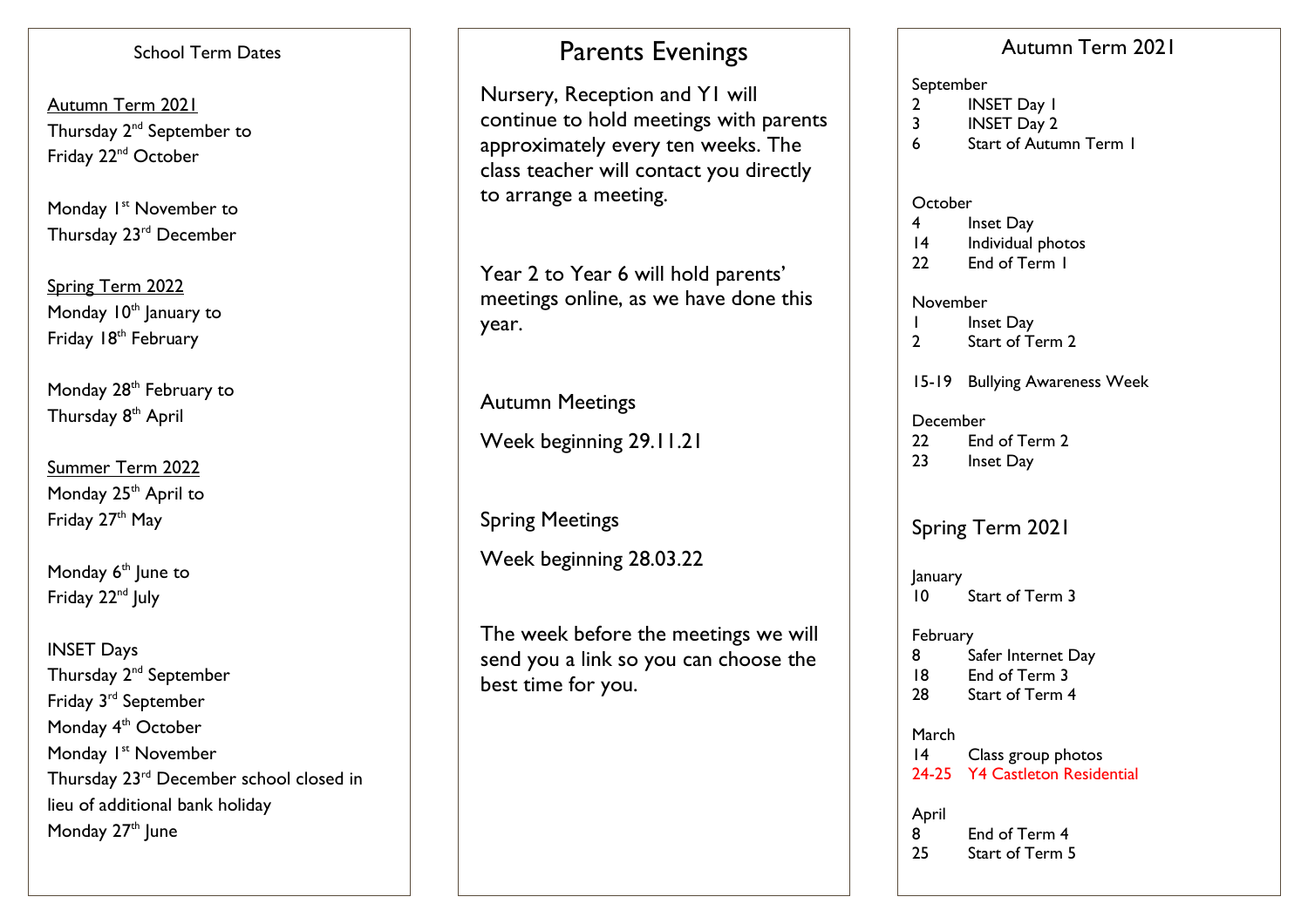## School Term Dates

**Autumn Term 2021**

Thursday 2nd September to
Friday 22nd October

Monday 1st November to
Thursday 23rd December

**Spring Term 2022**

Monday 10th January to
Friday 18th February

Monday 28th February to
Thursday 8th April

**Summer Term 2022**

Monday 25th April to
Friday 27th May

Monday 6th June to
Friday 22nd July

INSET Days

Thursday 2nd September
Friday 3rd September
Monday 4th October
Monday 1st November
Thursday 23rd December school closed in lieu of additional bank holiday
Monday 27th June

# Parents Evenings

Nursery, Reception and Y1 will continue to hold meetings with parents approximately every ten weeks. The class teacher will contact you directly to arrange a meeting.

Year 2 to Year 6 will hold parents' meetings online, as we have done this year.

Autumn Meetings

Week beginning 29.11.21

Spring Meetings

Week beginning 28.03.22

The week before the meetings we will send you a link so you can choose the best time for you.

## Autumn Term 2021

September

| | |
|---|---|
| 2 | INSET Day 1 |
| 3 | INSET Day 2 |
| 6 | Start of Autumn Term 1 |

October

| | |
|---|---|
| 4 | Inset Day |
| 14 | Individual photos |
| 22 | End of Term 1 |

November

| | |
|---|---|
| 1 | Inset Day |
| 2 | Start of Term 2 |
| 15-19 | Bullying Awareness Week |

December

| | |
|---|---|
| 22 | End of Term 2 |
| 23 | Inset Day |

## Spring Term 2021

January

| | |
|---|---|
| 10 | Start of Term 3 |

February

| | |
|---|---|
| 8 | Safer Internet Day |
| 18 | End of Term 3 |
| 28 | Start of Term 4 |

March

| | |
|---|---|
| 14 | Class group photos |
| 24-25 | Y4 Castleton Residential |

April

| | |
|---|---|
| 8 | End of Term 4 |
| 25 | Start of Term 5 |